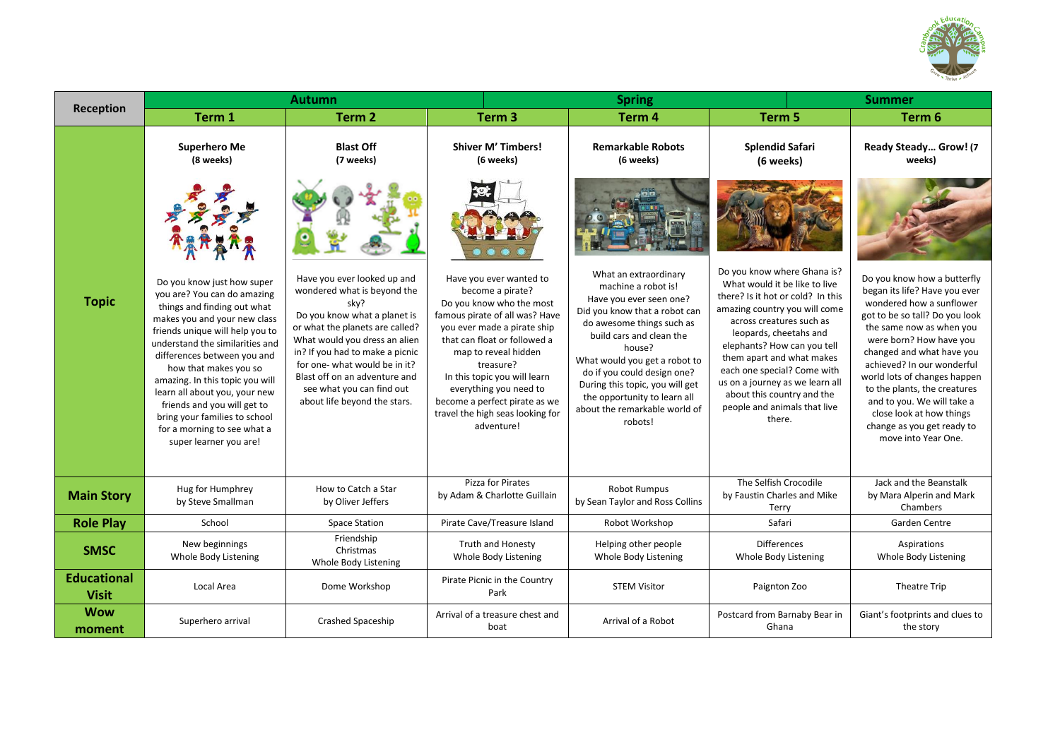| Reception | Autumn | | Spring | | Summer | |
|---|---|---|---|---|---|---|
| | Term 1 | Term 2 | Term 3 | Term 4 | Term 5 | Term 6 |
| Topic | **Superhero Me** (8 weeks) Do you know just how super you are? You can do amazing things and finding out what makes you and your new class friends unique will help you to understand the similarities and differences between you and how that makes you so amazing. In this topic you will learn all about you, your new friends and you will get to bring your families to school for a morning to see what a super learner you are! | **Blast Off** (7 weeks) Have you ever looked up and wondered what is beyond the sky? Do you know what a planet is or what the planets are called? What would you dress an alien in? If you had to make a picnic for one- what would be in it? Blast off on an adventure and see what you can find out about life beyond the stars. | **Shiver M' Timbers!** (6 weeks) Have you ever wanted to become a pirate? Do you know who the most famous pirate of all was? Have you ever made a pirate ship that can float or followed a map to reveal hidden treasure? In this topic you will learn everything you need to become a perfect pirate as we travel the high seas looking for adventure! | **Remarkable Robots** (6 weeks) What an extraordinary machine a robot is! Have you ever seen one? Did you know that a robot can do awesome things such as build cars and clean the house? What would you get a robot to do if you could design one? During this topic, you will get the opportunity to learn all about the remarkable world of robots! | **Splendid Safari** (6 weeks) Do you know where Ghana is? What would it be like to live there? Is it hot or cold? In this amazing country you will come across creatures such as leopards, cheetahs and elephants? How can you tell them apart and what makes each one special? Come with us on a journey as we learn all about this country and the people and animals that live there. | **Ready Steady… Grow!** (7 weeks) Do you know how a butterfly began its life? Have you ever wondered how a sunflower got to be so tall? Do you look the same now as when you were born? How have you changed and what have you achieved? In our wonderful world lots of changes happen to the plants, the creatures and to you. We will take a close look at how things change as you get ready to move into Year One. |
| Main Story | Hug for Humphrey by Steve Smallman | How to Catch a Star by Oliver Jeffers | Pizza for Pirates by Adam & Charlotte Guillain | Robot Rumpus by Sean Taylor and Ross Collins | The Selfish Crocodile by Faustin Charles and Mike Terry | Jack and the Beanstalk by Mara Alperin and Mark Chambers |
| Role Play | School | Space Station | Pirate Cave/Treasure Island | Robot Workshop | Safari | Garden Centre |
| SMSC | New beginnings Whole Body Listening | Friendship Christmas Whole Body Listening | Truth and Honesty Whole Body Listening | Helping other people Whole Body Listening | Differences Whole Body Listening | Aspirations Whole Body Listening |
| Educational Visit | Local Area | Dome Workshop | Pirate Picnic in the Country Park | STEM Visitor | Paignton Zoo | Theatre Trip |
| Wow moment | Superhero arrival | Crashed Spaceship | Arrival of a treasure chest and boat | Arrival of a Robot | Postcard from Barnaby Bear in Ghana | Giant's footprints and clues to the story |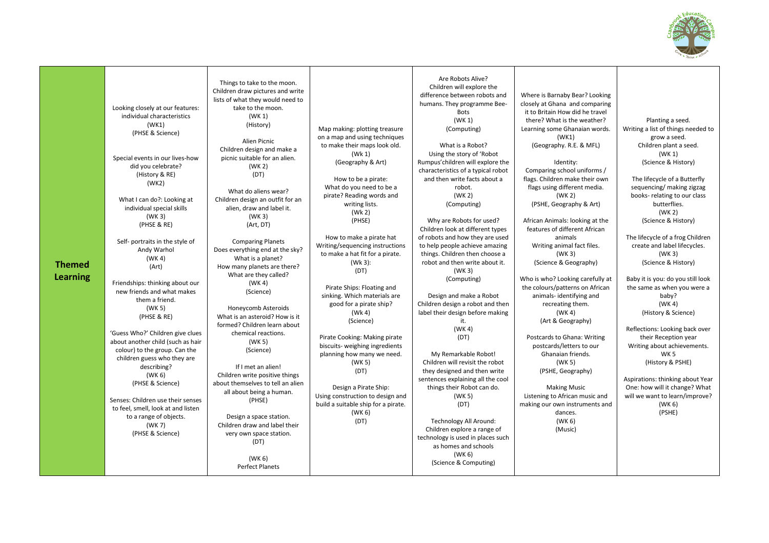| **Themed Learning** | Looking closely at our features: individual characteristics (WK1) (PHSE & Science)<br><br>Special events in our lives-how did you celebrate? (History & RE) (WK2)<br><br>What I can do?: Looking at individual special skills (WK 3) (PHSE & RE)<br><br>Self- portraits in the style of Andy Warhol (WK 4) (Art)<br><br>Friendships: thinking about our new friends and what makes them a friend. (WK 5) (PHSE & RE)<br><br>'Guess Who?' Children give clues about another child (such as hair colour) to the group. Can the children guess who they are describing? (WK 6) (PHSE & Science)<br><br>Senses: Children use their senses to feel, smell, look at and listen to a range of objects. (WK 7) (PHSE & Science) | Things to take to the moon. Children draw pictures and write lists of what they would need to take to the moon. (WK 1) (History)<br><br>Alien Picnic Children design and make a picnic suitable for an alien. (WK 2) (DT)<br><br>What do aliens wear? Children design an outfit for an alien, draw and label it. (WK 3) (Art, DT)<br><br>Comparing Planets Does everything end at the sky? What is a planet? How many planets are there? What are they called? (WK 4) (Science)<br><br>Honeycomb Asteroids What is an asteroid? How is it formed? Children learn about chemical reactions. (WK 5) (Science)<br><br>If I met an alien! Children write positive things about themselves to tell an alien all about being a human. (PHSE)<br><br>Design a space station. Children draw and label their very own space station. (DT)<br><br>(WK 6) Perfect Planets | Map making: plotting treasure on a map and using techniques to make their maps look old. (Wk 1) (Geography & Art)<br><br>How to be a pirate: What do you need to be a pirate? Reading words and writing lists. (Wk 2) (PHSE)<br><br>How to make a pirate hat Writing/sequencing instructions to make a hat fit for a pirate. (Wk 3): (DT)<br><br>Pirate Ships: Floating and sinking. Which materials are good for a pirate ship? (Wk 4) (Science)<br><br>Pirate Cooking: Making pirate biscuits- weighing ingredients planning how many we need. (WK 5) (DT)<br><br>Design a Pirate Ship: Using construction to design and build a suitable ship for a pirate. (WK 6) (DT) | Are Robots Alive? Children will explore the difference between robots and humans. They programme Bee-Bots (WK 1) (Computing)<br><br>What is a Robot? Using the story of 'Robot Rumpus'children will explore the characteristics of a typical robot and then write facts about a robot. (WK 2) (Computing)<br><br>Why are Robots for used? Children look at different types of robots and how they are used to help people achieve amazing things. Children then choose a robot and then write about it. (WK 3) (Computing)<br><br>Design and make a Robot Children design a robot and then label their design before making it. (WK 4) (DT)<br><br>My Remarkable Robot! Children will revisit the robot they designed and then write sentences explaining all the cool things their Robot can do. (WK 5) (DT)<br><br>Technology All Around: Children explore a range of technology is used in places such as homes and schools (WK 6) (Science & Computing) | Where is Barnaby Bear? Looking closely at Ghana and comparing it to Britain How did he travel there? What is the weather? Learning some Ghanaian words. (WK1) (Geography. R.E. & MFL)<br><br>Identity: Comparing school uniforms / flags. Children make their own flags using different media. (WK 2) (PSHE, Geography & Art)<br><br>African Animals: looking at the features of different African animals Writing animal fact files. (WK 3) (Science & Geography)<br><br>Who is who? Looking carefully at the colours/patterns on African animals- identifying and recreating them. (WK 4) (Art & Geography)<br><br>Postcards to Ghana: Writing postcards/letters to our Ghanaian friends. (WK 5) (PSHE, Geography)<br><br>Making Music Listening to African music and making our own instruments and dances. (WK 6) (Music) | Planting a seed. Writing a list of things needed to grow a seed. Children plant a seed. (WK 1) (Science & History)<br><br>The lifecycle of a Butterfly sequencing/ making zigzag books- relating to our class butterflies. (WK 2) (Science & History)<br><br>The lifecycle of a frog Children create and label lifecycles. (WK 3) (Science & History)<br><br>Baby it is you: do you still look the same as when you were a baby? (WK 4) (History & Science)<br><br>Reflections: Looking back over their Reception year Writing about achievements. WK 5 (History & PSHE)<br><br>Aspirations: thinking about Year One: how will it change? What will we want to learn/improve? (WK 6) (PSHE) |
|---|---|---|---|---|---|---|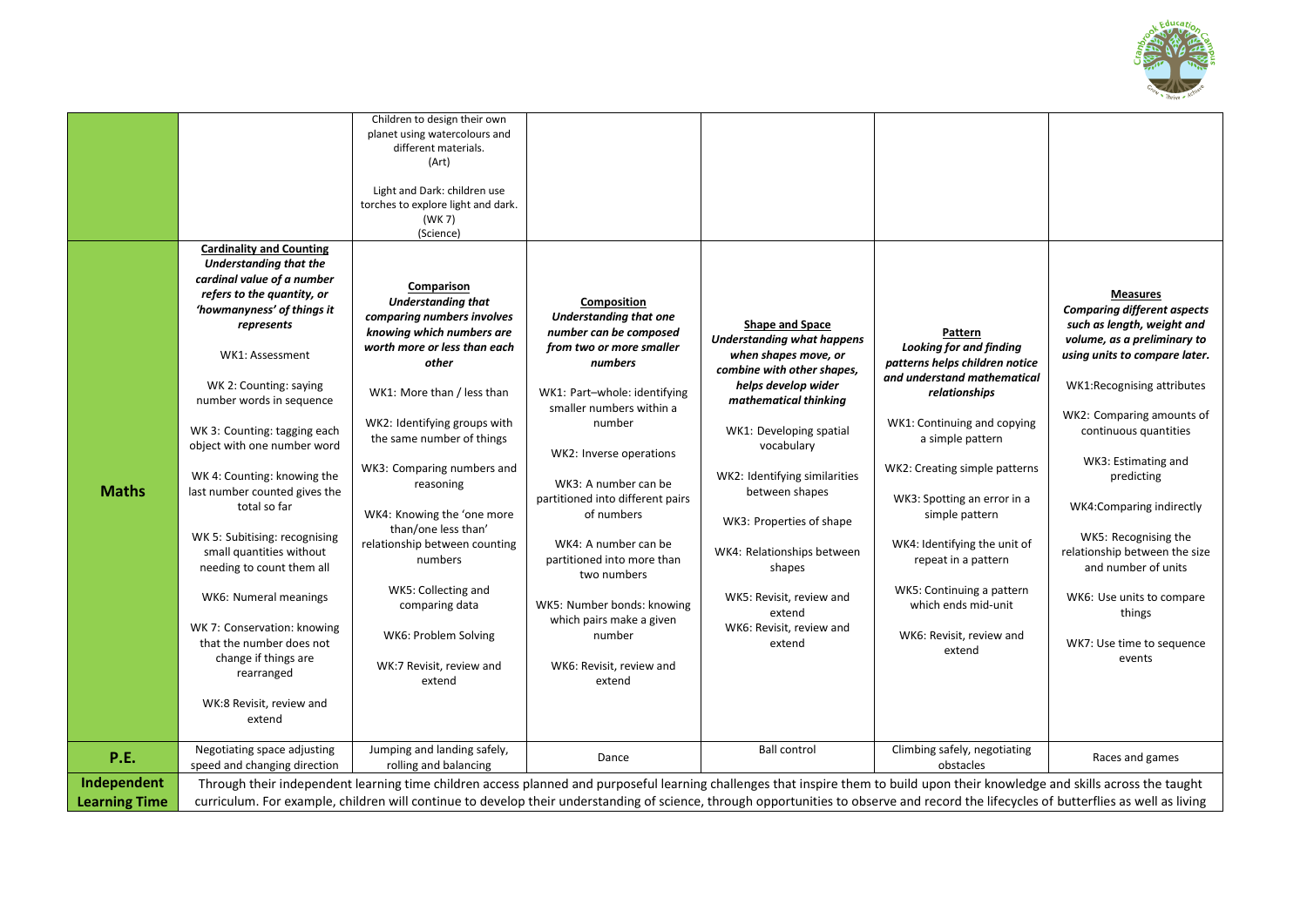| | | | | | | |
|---|---|---|---|---|---|---|
| | | Children to design their own planet using watercolours and different materials. (Art)<br><br>Light and Dark: children use torches to explore light and dark. (WK 7) (Science) | | | | |
| **Maths** | **Cardinality and Counting**<br>***Understanding that the cardinal value of a number refers to the quantity, or 'howmanyness' of things it represents***<br><br>WK1: Assessment<br><br>WK 2: Counting: saying number words in sequence<br><br>WK 3: Counting: tagging each object with one number word<br><br>WK 4: Counting: knowing the last number counted gives the total so far<br><br>WK 5: Subitising: recognising small quantities without needing to count them all<br><br>WK6: Numeral meanings<br><br>WK 7: Conservation: knowing that the number does not change if things are rearranged<br><br>WK:8 Revisit, review and extend | **Comparison**<br>***Understanding that comparing numbers involves knowing which numbers are worth more or less than each other***<br><br>WK1: More than / less than<br><br>WK2: Identifying groups with the same number of things<br><br>WK3: Comparing numbers and reasoning<br><br>WK4: Knowing the 'one more than/one less than' relationship between counting numbers<br><br>WK5: Collecting and comparing data<br><br>WK6: Problem Solving<br><br>WK:7 Revisit, review and extend | **Composition**<br>***Understanding that one number can be composed from two or more smaller numbers***<br><br>WK1: Part–whole: identifying smaller numbers within a number<br><br>WK2: Inverse operations<br><br>WK3: A number can be partitioned into different pairs of numbers<br><br>WK4: A number can be partitioned into more than two numbers<br><br>WK5: Number bonds: knowing which pairs make a given number<br><br>WK6: Revisit, review and extend | **Shape and Space**<br>***Understanding what happens when shapes move, or combine with other shapes, helps develop wider mathematical thinking***<br><br>WK1: Developing spatial vocabulary<br><br>WK2: Identifying similarities between shapes<br><br>WK3: Properties of shape<br><br>WK4: Relationships between shapes<br><br>WK5: Revisit, review and extend<br>WK6: Revisit, review and extend | **Pattern**<br>***Looking for and finding patterns helps children notice and understand mathematical relationships***<br><br>WK1: Continuing and copying a simple pattern<br><br>WK2: Creating simple patterns<br><br>WK3: Spotting an error in a simple pattern<br><br>WK4: Identifying the unit of repeat in a pattern<br><br>WK5: Continuing a pattern which ends mid-unit<br><br>WK6: Revisit, review and extend | **Measures**<br>***Comparing different aspects such as length, weight and volume, as a preliminary to using units to compare later.***<br><br>WK1:Recognising attributes<br><br>WK2: Comparing amounts of continuous quantities<br><br>WK3: Estimating and predicting<br><br>WK4:Comparing indirectly<br><br>WK5: Recognising the relationship between the size and number of units<br><br>WK6: Use units to compare things<br><br>WK7: Use time to sequence events |
| **P.E.** | Negotiating space adjusting speed and changing direction | Jumping and landing safely, rolling and balancing | Dance | Ball control | Climbing safely, negotiating obstacles | Races and games |
| **Independent Learning Time** | Through their independent learning time children access planned and purposeful learning challenges that inspire them to build upon their knowledge and skills across the taught curriculum. For example, children will continue to develop their understanding of science, through opportunities to observe and record the lifecycles of butterflies as well as living | | | | | |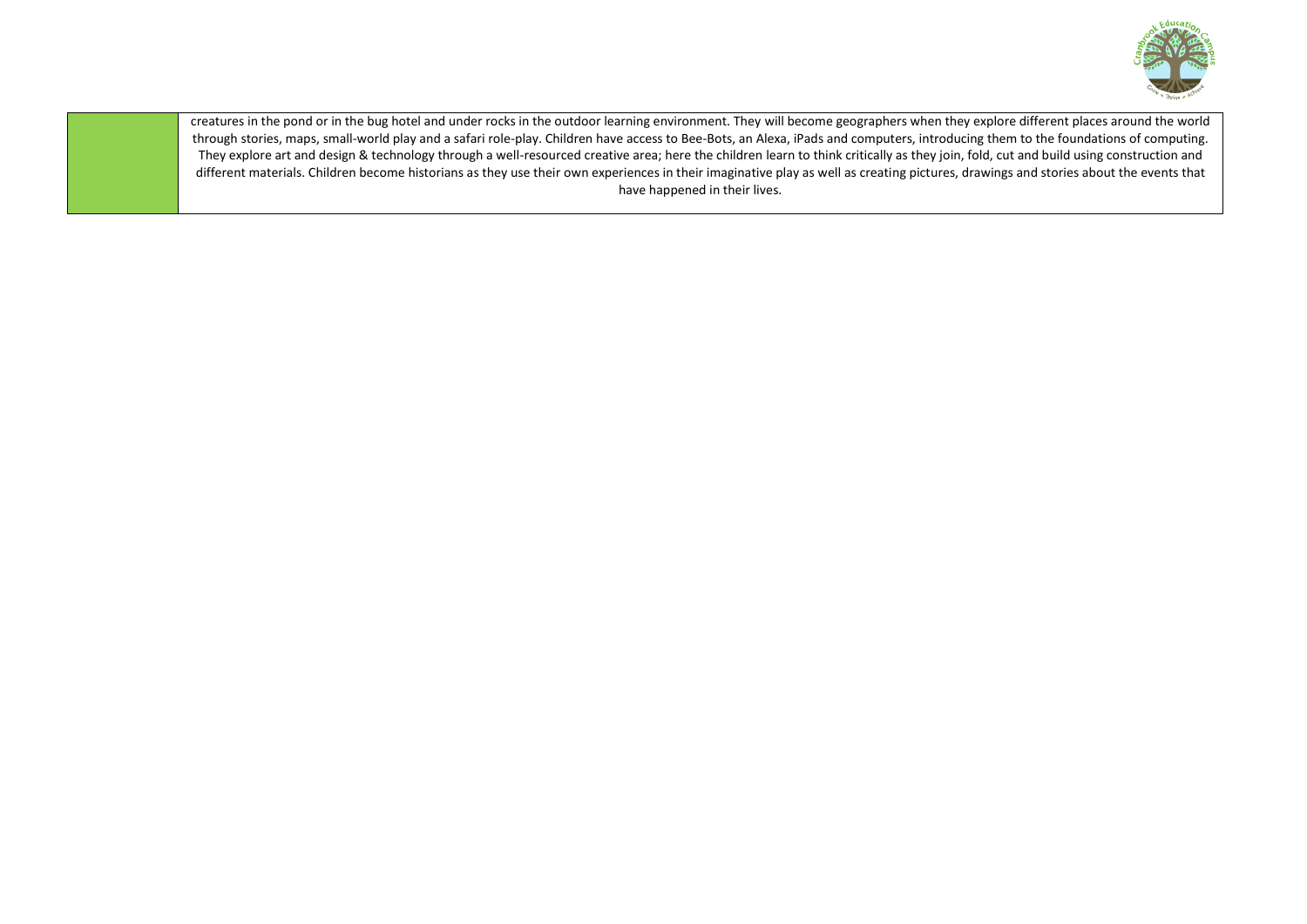| | |
|---|---|
| | creatures in the pond or in the bug hotel and under rocks in the outdoor learning environment. They will become geographers when they explore different places around the world through stories, maps, small-world play and a safari role-play. Children have access to Bee-Bots, an Alexa, iPads and computers, introducing them to the foundations of computing. They explore art and design & technology through a well-resourced creative area; here the children learn to think critically as they join, fold, cut and build using construction and different materials. Children become historians as they use their own experiences in their imaginative play as well as creating pictures, drawings and stories about the events that have happened in their lives. |